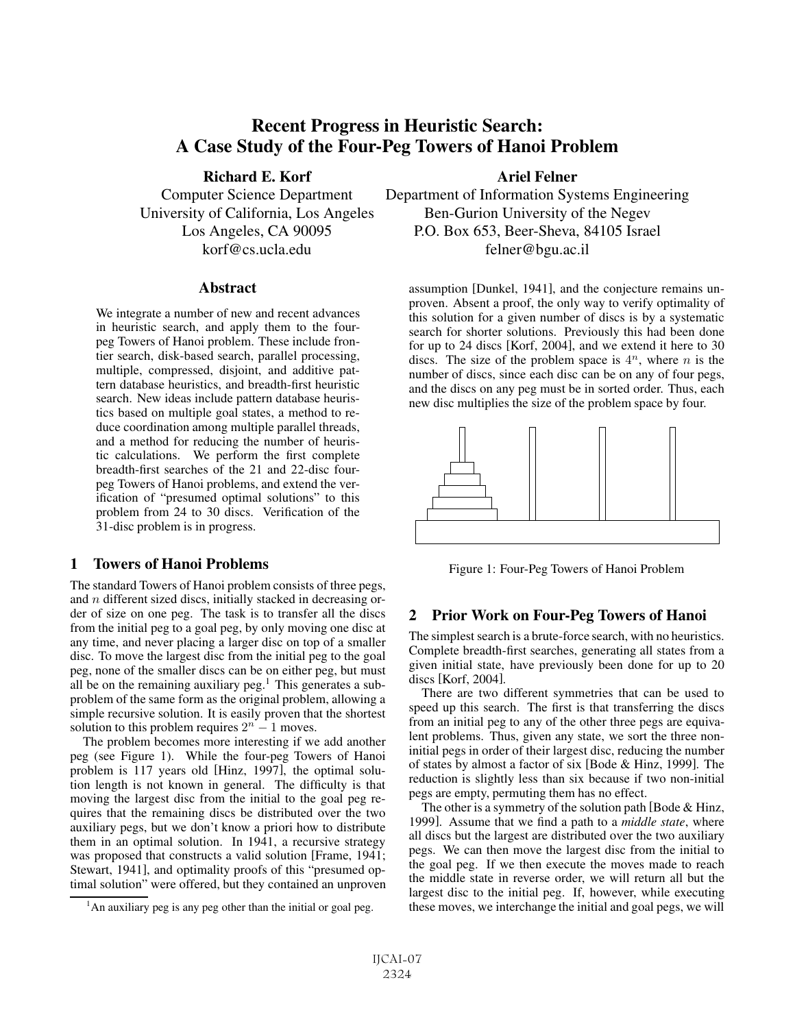# Recent Progress in Heuristic Search: A Case Study of the Four-Peg Towers of Hanoi Problem

**Richard E. Korf**
Computer Science Department
University of California, Los Angeles
Los Angeles, CA 90095
korf@cs.ucla.edu

**Ariel Felner**
Department of Information Systems Engineering
Ben-Gurion University of the Negev
P.O. Box 653, Beer-Sheva, 84105 Israel
felner@bgu.ac.il

## Abstract

We integrate a number of new and recent advances in heuristic search, and apply them to the four-peg Towers of Hanoi problem. These include frontier search, disk-based search, parallel processing, multiple, compressed, disjoint, and additive pattern database heuristics, and breadth-first heuristic search. New ideas include pattern database heuristics based on multiple goal states, a method to reduce coordination among multiple parallel threads, and a method for reducing the number of heuristic calculations. We perform the first complete breadth-first searches of the 21 and 22-disc four-peg Towers of Hanoi problems, and extend the verification of "presumed optimal solutions" to this problem from 24 to 30 discs. Verification of the 31-disc problem is in progress.

## 1 Towers of Hanoi Problems

The standard Towers of Hanoi problem consists of three pegs, and $n$ different sized discs, initially stacked in decreasing order of size on one peg. The task is to transfer all the discs from the initial peg to a goal peg, by only moving one disc at any time, and never placing a larger disc on top of a smaller disc. To move the largest disc from the initial peg to the goal peg, none of the smaller discs can be on either peg, but must all be on the remaining auxiliary peg.[1] This generates a subproblem of the same form as the original problem, allowing a simple recursive solution. It is easily proven that the shortest solution to this problem requires $2^n - 1$ moves.

The problem becomes more interesting if we add another peg (see Figure 1). While the four-peg Towers of Hanoi problem is 117 years old [Hinz, 1997], the optimal solution length is not known in general. The difficulty is that moving the largest disc from the initial to the goal peg requires that the remaining discs be distributed over the two auxiliary pegs, but we don't know a priori how to distribute them in an optimal solution. In 1941, a recursive strategy was proposed that constructs a valid solution [Frame, 1941; Stewart, 1941], and optimality proofs of this "presumed optimal solution" were offered, but they contained an unproven assumption [Dunkel, 1941], and the conjecture remains unproven. Absent a proof, the only way to verify optimality of this solution for a given number of discs is by a systematic search for shorter solutions. Previously this had been done for up to 24 discs [Korf, 2004], and we extend it here to 30 discs. The size of the problem space is $4^n$, where $n$ is the number of discs, since each disc can be on any of four pegs, and the discs on any peg must be in sorted order. Thus, each new disc multiplies the size of the problem space by four.

[1] An auxiliary peg is any peg other than the initial or goal peg.

Figure 1: Four-Peg Towers of Hanoi Problem

## 2 Prior Work on Four-Peg Towers of Hanoi

The simplest search is a brute-force search, with no heuristics. Complete breadth-first searches, generating all states from a given initial state, have previously been done for up to 20 discs [Korf, 2004].

There are two different symmetries that can be used to speed up this search. The first is that transferring the discs from an initial peg to any of the other three pegs are equivalent problems. Thus, given any state, we sort the three non-initial pegs in order of their largest disc, reducing the number of states by almost a factor of six [Bode & Hinz, 1999]. The reduction is slightly less than six because if two non-initial pegs are empty, permuting them has no effect.

The other is a symmetry of the solution path [Bode & Hinz, 1999]. Assume that we find a path to a *middle state*, where all discs but the largest are distributed over the two auxiliary pegs. We can then move the largest disc from the initial to the goal peg. If we then execute the moves made to reach the middle state in reverse order, we will return all but the largest disc to the initial peg. If, however, while executing these moves, we interchange the initial and goal pegs, we will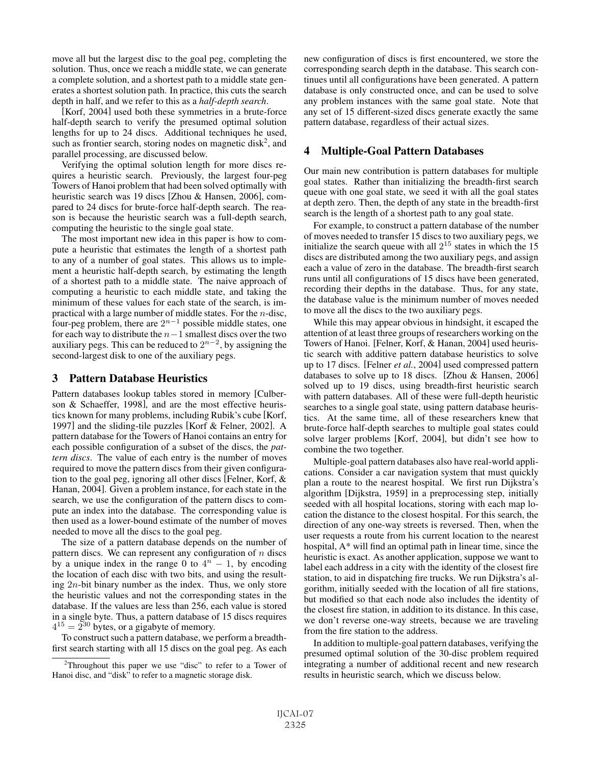move all but the largest disc to the goal peg, completing the solution. Thus, once we reach a middle state, we can generate a complete solution, and a shortest path to a middle state generates a shortest solution path. In practice, this cuts the search depth in half, and we refer to this as a *half-depth search*.

[Korf, 2004] used both these symmetries in a brute-force half-depth search to verify the presumed optimal solution lengths for up to 24 discs. Additional techniques he used, such as frontier search, storing nodes on magnetic disk[2], and parallel processing, are discussed below.

Verifying the optimal solution length for more discs requires a heuristic search. Previously, the largest four-peg Towers of Hanoi problem that had been solved optimally with heuristic search was 19 discs [Zhou & Hansen, 2006], compared to 24 discs for brute-force half-depth search. The reason is because the heuristic search was a full-depth search, computing the heuristic to the single goal state.

The most important new idea in this paper is how to compute a heuristic that estimates the length of a shortest path to any of a number of goal states. This allows us to implement a heuristic half-depth search, by estimating the length of a shortest path to a middle state. The naive approach of computing a heuristic to each middle state, and taking the minimum of these values for each state of the search, is impractical with a large number of middle states. For the $n$-disc, four-peg problem, there are $2^{n-1}$ possible middle states, one for each way to distribute the $n-1$ smallest discs over the two auxiliary pegs. This can be reduced to $2^{n-2}$, by assigning the second-largest disk to one of the auxiliary pegs.

## 3 Pattern Database Heuristics

Pattern databases lookup tables stored in memory [Culberson & Schaeffer, 1998], and are the most effective heuristics known for many problems, including Rubik's cube [Korf, 1997] and the sliding-tile puzzles [Korf & Felner, 2002]. A pattern database for the Towers of Hanoi contains an entry for each possible configuration of a subset of the discs, the *pattern discs*. The value of each entry is the number of moves required to move the pattern discs from their given configuration to the goal peg, ignoring all other discs [Felner, Korf, & Hanan, 2004]. Given a problem instance, for each state in the search, we use the configuration of the pattern discs to compute an index into the database. The corresponding value is then used as a lower-bound estimate of the number of moves needed to move all the discs to the goal peg.

The size of a pattern database depends on the number of pattern discs. We can represent any configuration of $n$ discs by a unique index in the range 0 to $4^n - 1$, by encoding the location of each disc with two bits, and using the resulting $2n$-bit binary number as the index. Thus, we only store the heuristic values and not the corresponding states in the database. If the values are less than 256, each value is stored in a single byte. Thus, a pattern database of 15 discs requires $4^{15} = 2^{30}$ bytes, or a gigabyte of memory.

To construct such a pattern database, we perform a breadth-first search starting with all 15 discs on the goal peg. As each new configuration of discs is first encountered, we store the corresponding search depth in the database. This search continues until all configurations have been generated. A pattern database is only constructed once, and can be used to solve any problem instances with the same goal state. Note that any set of 15 different-sized discs generate exactly the same pattern database, regardless of their actual sizes.

## 4 Multiple-Goal Pattern Databases

Our main new contribution is pattern databases for multiple goal states. Rather than initializing the breadth-first search queue with one goal state, we seed it with all the goal states at depth zero. Then, the depth of any state in the breadth-first search is the length of a shortest path to any goal state.

For example, to construct a pattern database of the number of moves needed to transfer 15 discs to two auxiliary pegs, we initialize the search queue with all $2^{15}$ states in which the 15 discs are distributed among the two auxiliary pegs, and assign each a value of zero in the database. The breadth-first search runs until all configurations of 15 discs have been generated, recording their depths in the database. Thus, for any state, the database value is the minimum number of moves needed to move all the discs to the two auxiliary pegs.

While this may appear obvious in hindsight, it escaped the attention of at least three groups of researchers working on the Towers of Hanoi. [Felner, Korf, & Hanan, 2004] used heuristic search with additive pattern database heuristics to solve up to 17 discs. [Felner *et al.*, 2004] used compressed pattern databases to solve up to 18 discs. [Zhou & Hansen, 2006] solved up to 19 discs, using breadth-first heuristic search with pattern databases. All of these were full-depth heuristic searches to a single goal state, using pattern database heuristics. At the same time, all of these researchers knew that brute-force half-depth searches to multiple goal states could solve larger problems [Korf, 2004], but didn't see how to combine the two together.

Multiple-goal pattern databases also have real-world applications. Consider a car navigation system that must quickly plan a route to the nearest hospital. We first run Dijkstra's algorithm [Dijkstra, 1959] in a preprocessing step, initially seeded with all hospital locations, storing with each map location the distance to the closest hospital. For this search, the direction of any one-way streets is reversed. Then, when the user requests a route from his current location to the nearest hospital, A* will find an optimal path in linear time, since the heuristic is exact. As another application, suppose we want to label each address in a city with the identity of the closest fire station, to aid in dispatching fire trucks. We run Dijkstra's algorithm, initially seeded with the location of all fire stations, but modified so that each node also includes the identity of the closest fire station, in addition to its distance. In this case, we don't reverse one-way streets, because we are traveling from the fire station to the address.

In addition to multiple-goal pattern databases, verifying the presumed optimal solution of the 30-disc problem required integrating a number of additional recent and new research results in heuristic search, which we discuss below.

[2] Throughout this paper we use "disc" to refer to a Tower of Hanoi disc, and "disk" to refer to a magnetic storage disk.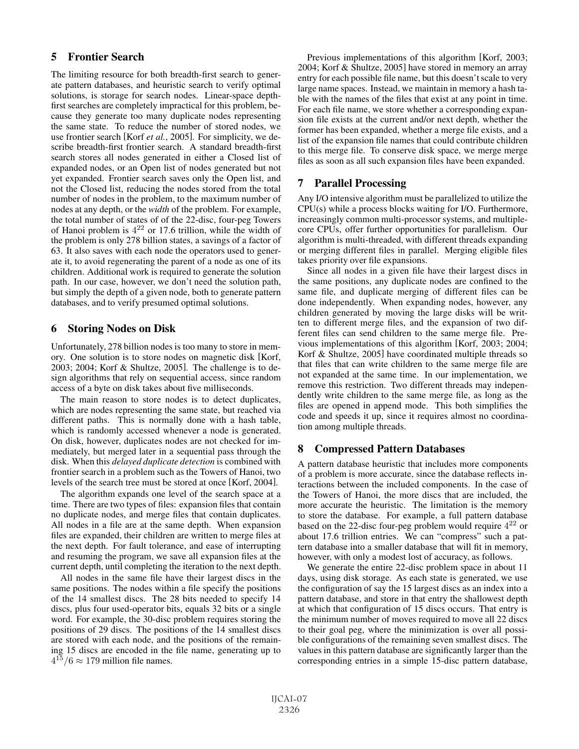## 5 Frontier Search

The limiting resource for both breadth-first search to generate pattern databases, and heuristic search to verify optimal solutions, is storage for search nodes. Linear-space depth-first searches are completely impractical for this problem, because they generate too many duplicate nodes representing the same state. To reduce the number of stored nodes, we use frontier search [Korf *et al.*, 2005]. For simplicity, we describe breadth-first frontier search. A standard breadth-first search stores all nodes generated in either a Closed list of expanded nodes, or an Open list of nodes generated but not yet expanded. Frontier search saves only the Open list, and not the Closed list, reducing the nodes stored from the total number of nodes in the problem, to the maximum number of nodes at any depth, or the *width* of the problem. For example, the total number of states of of the 22-disc, four-peg Towers of Hanoi problem is $4^{22}$ or 17.6 trillion, while the width of the problem is only 278 billion states, a savings of a factor of 63. It also saves with each node the operators used to generate it, to avoid regenerating the parent of a node as one of its children. Additional work is required to generate the solution path. In our case, however, we don't need the solution path, but simply the depth of a given node, both to generate pattern databases, and to verify presumed optimal solutions.

## 6 Storing Nodes on Disk

Unfortunately, 278 billion nodes is too many to store in memory. One solution is to store nodes on magnetic disk [Korf, 2003; 2004; Korf & Shultze, 2005]. The challenge is to design algorithms that rely on sequential access, since random access of a byte on disk takes about five milliseconds.

The main reason to store nodes is to detect duplicates, which are nodes representing the same state, but reached via different paths. This is normally done with a hash table, which is randomly accessed whenever a node is generated. On disk, however, duplicates nodes are not checked for immediately, but merged later in a sequential pass through the disk. When this *delayed duplicate detection* is combined with frontier search in a problem such as the Towers of Hanoi, two levels of the search tree must be stored at once [Korf, 2004].

The algorithm expands one level of the search space at a time. There are two types of files: expansion files that contain no duplicate nodes, and merge files that contain duplicates. All nodes in a file are at the same depth. When expansion files are expanded, their children are written to merge files at the next depth. For fault tolerance, and ease of interrupting and resuming the program, we save all expansion files at the current depth, until completing the iteration to the next depth.

All nodes in the same file have their largest discs in the same positions. The nodes within a file specify the positions of the 14 smallest discs. The 28 bits needed to specify 14 discs, plus four used-operator bits, equals 32 bits or a single word. For example, the 30-disc problem requires storing the positions of 29 discs. The positions of the 14 smallest discs are stored with each node, and the positions of the remaining 15 discs are encoded in the file name, generating up to $4^{15}/6 \approx 179$ million file names.

Previous implementations of this algorithm [Korf, 2003; 2004; Korf & Shultze, 2005] have stored in memory an array entry for each possible file name, but this doesn't scale to very large name spaces. Instead, we maintain in memory a hash table with the names of the files that exist at any point in time. For each file name, we store whether a corresponding expansion file exists at the current and/or next depth, whether the former has been expanded, whether a merge file exists, and a list of the expansion file names that could contribute children to this merge file. To conserve disk space, we merge merge files as soon as all such expansion files have been expanded.

## 7 Parallel Processing

Any I/O intensive algorithm must be parallelized to utilize the CPU(s) while a process blocks waiting for I/O. Furthermore, increasingly common multi-processor systems, and multiple-core CPUs, offer further opportunities for parallelism. Our algorithm is multi-threaded, with different threads expanding or merging different files in parallel. Merging eligible files takes priority over file expansions.

Since all nodes in a given file have their largest discs in the same positions, any duplicate nodes are confined to the same file, and duplicate merging of different files can be done independently. When expanding nodes, however, any children generated by moving the large disks will be written to different merge files, and the expansion of two different files can send children to the same merge file. Previous implementations of this algorithm [Korf, 2003; 2004; Korf & Shultze, 2005] have coordinated multiple threads so that files that can write children to the same merge file are not expanded at the same time. In our implementation, we remove this restriction. Two different threads may independently write children to the same merge file, as long as the files are opened in append mode. This both simplifies the code and speeds it up, since it requires almost no coordination among multiple threads.

## 8 Compressed Pattern Databases

A pattern database heuristic that includes more components of a problem is more accurate, since the database reflects interactions between the included components. In the case of the Towers of Hanoi, the more discs that are included, the more accurate the heuristic. The limitation is the memory to store the database. For example, a full pattern database based on the 22-disc four-peg problem would require $4^{22}$ or about 17.6 trillion entries. We can "compress" such a pattern database into a smaller database that will fit in memory, however, with only a modest lost of accuracy, as follows.

We generate the entire 22-disc problem space in about 11 days, using disk storage. As each state is generated, we use the configuration of say the 15 largest discs as an index into a pattern database, and store in that entry the shallowest depth at which that configuration of 15 discs occurs. That entry is the minimum number of moves required to move all 22 discs to their goal peg, where the minimization is over all possible configurations of the remaining seven smallest discs. The values in this pattern database are significantly larger than the corresponding entries in a simple 15-disc pattern database,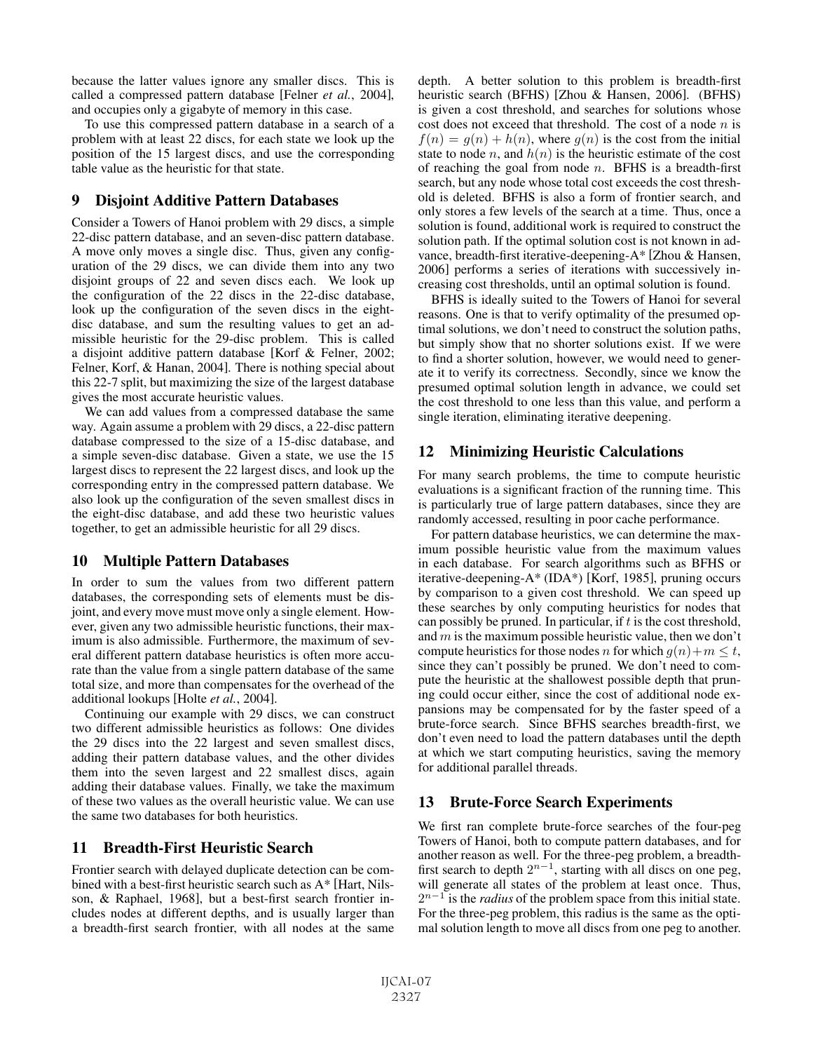because the latter values ignore any smaller discs. This is called a compressed pattern database [Felner *et al.*, 2004], and occupies only a gigabyte of memory in this case.

To use this compressed pattern database in a search of a problem with at least 22 discs, for each state we look up the position of the 15 largest discs, and use the corresponding table value as the heuristic for that state.

## 9 Disjoint Additive Pattern Databases

Consider a Towers of Hanoi problem with 29 discs, a simple 22-disc pattern database, and an seven-disc pattern database. A move only moves a single disc. Thus, given any configuration of the 29 discs, we can divide them into any two disjoint groups of 22 and seven discs each. We look up the configuration of the 22 discs in the 22-disc database, look up the configuration of the seven discs in the eight-disc database, and sum the resulting values to get an admissible heuristic for the 29-disc problem. This is called a disjoint additive pattern database [Korf & Felner, 2002; Felner, Korf, & Hanan, 2004]. There is nothing special about this 22-7 split, but maximizing the size of the largest database gives the most accurate heuristic values.

We can add values from a compressed database the same way. Again assume a problem with 29 discs, a 22-disc pattern database compressed to the size of a 15-disc database, and a simple seven-disc database. Given a state, we use the 15 largest discs to represent the 22 largest discs, and look up the corresponding entry in the compressed pattern database. We also look up the configuration of the seven smallest discs in the eight-disc database, and add these two heuristic values together, to get an admissible heuristic for all 29 discs.

## 10 Multiple Pattern Databases

In order to sum the values from two different pattern databases, the corresponding sets of elements must be disjoint, and every move must move only a single element. However, given any two admissible heuristic functions, their maximum is also admissible. Furthermore, the maximum of several different pattern database heuristics is often more accurate than the value from a single pattern database of the same total size, and more than compensates for the overhead of the additional lookups [Holte *et al.*, 2004].

Continuing our example with 29 discs, we can construct two different admissible heuristics as follows: One divides the 29 discs into the 22 largest and seven smallest discs, adding their pattern database values, and the other divides them into the seven largest and 22 smallest discs, again adding their database values. Finally, we take the maximum of these two values as the overall heuristic value. We can use the same two databases for both heuristics.

## 11 Breadth-First Heuristic Search

Frontier search with delayed duplicate detection can be combined with a best-first heuristic search such as A* [Hart, Nilsson, & Raphael, 1968], but a best-first search frontier includes nodes at different depths, and is usually larger than a breadth-first search frontier, with all nodes at the same depth. A better solution to this problem is breadth-first heuristic search (BFHS) [Zhou & Hansen, 2006]. (BFHS) is given a cost threshold, and searches for solutions whose cost does not exceed that threshold. The cost of a node $n$ is $f(n) = g(n) + h(n)$, where $g(n)$ is the cost from the initial state to node $n$, and $h(n)$ is the heuristic estimate of the cost of reaching the goal from node $n$. BFHS is a breadth-first search, but any node whose total cost exceeds the cost threshold is deleted. BFHS is also a form of frontier search, and only stores a few levels of the search at a time. Thus, once a solution is found, additional work is required to construct the solution path. If the optimal solution cost is not known in advance, breadth-first iterative-deepening-A* [Zhou & Hansen, 2006] performs a series of iterations with successively increasing cost thresholds, until an optimal solution is found.

BFHS is ideally suited to the Towers of Hanoi for several reasons. One is that to verify optimality of the presumed optimal solutions, we don't need to construct the solution paths, but simply show that no shorter solutions exist. If we were to find a shorter solution, however, we would need to generate it to verify its correctness. Secondly, since we know the presumed optimal solution length in advance, we could set the cost threshold to one less than this value, and perform a single iteration, eliminating iterative deepening.

## 12 Minimizing Heuristic Calculations

For many search problems, the time to compute heuristic evaluations is a significant fraction of the running time. This is particularly true of large pattern databases, since they are randomly accessed, resulting in poor cache performance.

For pattern database heuristics, we can determine the maximum possible heuristic value from the maximum values in each database. For search algorithms such as BFHS or iterative-deepening-A* (IDA*) [Korf, 1985], pruning occurs by comparison to a given cost threshold. We can speed up these searches by only computing heuristics for nodes that can possibly be pruned. In particular, if $t$ is the cost threshold, and $m$ is the maximum possible heuristic value, then we don't compute heuristics for those nodes $n$ for which $g(n)+m \leq t$, since they can't possibly be pruned. We don't need to compute the heuristic at the shallowest possible depth that pruning could occur either, since the cost of additional node expansions may be compensated for by the faster speed of a brute-force search. Since BFHS searches breadth-first, we don't even need to load the pattern databases until the depth at which we start computing heuristics, saving the memory for additional parallel threads.

## 13 Brute-Force Search Experiments

We first ran complete brute-force searches of the four-peg Towers of Hanoi, both to compute pattern databases, and for another reason as well. For the three-peg problem, a breadth-first search to depth $2^{n-1}$, starting with all discs on one peg, will generate all states of the problem at least once. Thus, $2^{n-1}$ is the *radius* of the problem space from this initial state. For the three-peg problem, this radius is the same as the optimal solution length to move all discs from one peg to another.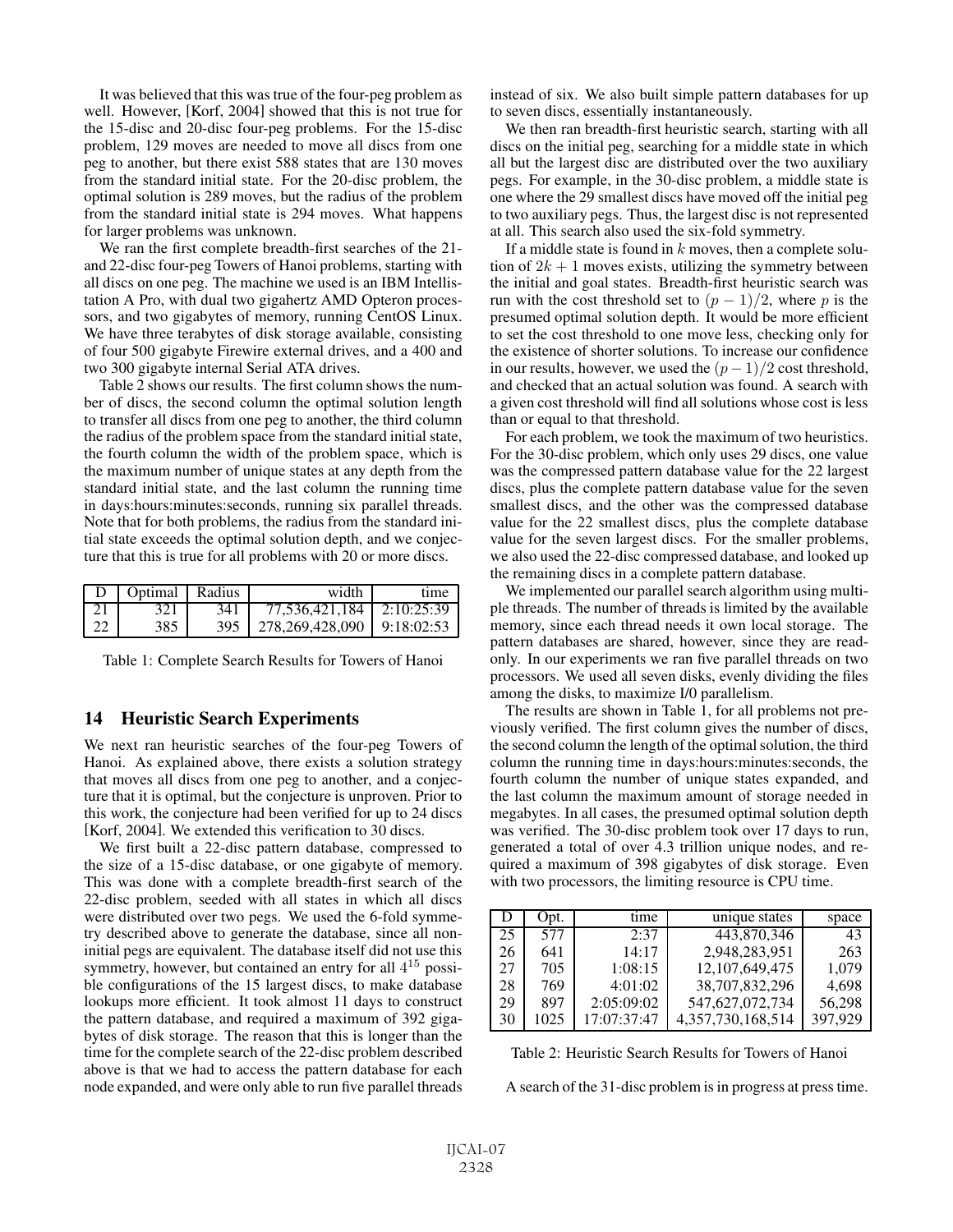It was believed that this was true of the four-peg problem as well. However, [Korf, 2004] showed that this is not true for the 15-disc and 20-disc four-peg problems. For the 15-disc problem, 129 moves are needed to move all discs from one peg to another, but there exist 588 states that are 130 moves from the standard initial state. For the 20-disc problem, the optimal solution is 289 moves, but the radius of the problem from the standard initial state is 294 moves. What happens for larger problems was unknown.

We ran the first complete breadth-first searches of the 21- and 22-disc four-peg Towers of Hanoi problems, starting with all discs on one peg. The machine we used is an IBM Intellistation A Pro, with dual two gigahertz AMD Opteron processors, and two gigabytes of memory, running CentOS Linux. We have three terabytes of disk storage available, consisting of four 500 gigabyte Firewire external drives, and a 400 and two 300 gigabyte internal Serial ATA drives.

Table 2 shows our results. The first column shows the number of discs, the second column the optimal solution length to transfer all discs from one peg to another, the third column the radius of the problem space from the standard initial state, the fourth column the width of the problem space, which is the maximum number of unique states at any depth from the standard initial state, and the last column the running time in days:hours:minutes:seconds, running six parallel threads. Note that for both problems, the radius from the standard initial state exceeds the optimal solution depth, and we conjecture that this is true for all problems with 20 or more discs.

| D | Optimal | Radius | width | time |
|---|---|---|---|---|
| 21 | 321 | 341 | 77,536,421,184 | 2:10:25:39 |
| 22 | 385 | 395 | 278,269,428,090 | 9:18:02:53 |

Table 1: Complete Search Results for Towers of Hanoi

## 14 Heuristic Search Experiments

We next ran heuristic searches of the four-peg Towers of Hanoi. As explained above, there exists a solution strategy that moves all discs from one peg to another, and a conjecture that it is optimal, but the conjecture is unproven. Prior to this work, the conjecture had been verified for up to 24 discs [Korf, 2004]. We extended this verification to 30 discs.

We first built a 22-disc pattern database, compressed to the size of a 15-disc database, or one gigabyte of memory. This was done with a complete breadth-first search of the 22-disc problem, seeded with all states in which all discs were distributed over two pegs. We used the 6-fold symmetry described above to generate the database, since all non-initial pegs are equivalent. The database itself did not use this symmetry, however, but contained an entry for all $4^{15}$ possible configurations of the 15 largest discs, to make database lookups more efficient. It took almost 11 days to construct the pattern database, and required a maximum of 392 gigabytes of disk storage. The reason that this is longer than the time for the complete search of the 22-disc problem described above is that we had to access the pattern database for each node expanded, and were only able to run five parallel threads instead of six. We also built simple pattern databases for up to seven discs, essentially instantaneously.

We then ran breadth-first heuristic search, starting with all discs on the initial peg, searching for a middle state in which all but the largest disc are distributed over the two auxiliary pegs. For example, in the 30-disc problem, a middle state is one where the 29 smallest discs have moved off the initial peg to two auxiliary pegs. Thus, the largest disc is not represented at all. This search also used the six-fold symmetry.

If a middle state is found in $k$ moves, then a complete solution of $2k + 1$ moves exists, utilizing the symmetry between the initial and goal states. Breadth-first heuristic search was run with the cost threshold set to $(p - 1)/2$, where $p$ is the presumed optimal solution depth. It would be more efficient to set the cost threshold to one move less, checking only for the existence of shorter solutions. To increase our confidence in our results, however, we used the $(p - 1)/2$ cost threshold, and checked that an actual solution was found. A search with a given cost threshold will find all solutions whose cost is less than or equal to that threshold.

For each problem, we took the maximum of two heuristics. For the 30-disc problem, which only uses 29 discs, one value was the compressed pattern database value for the 22 largest discs, plus the complete pattern database value for the seven smallest discs, and the other was the compressed database value for the 22 smallest discs, plus the complete database value for the seven largest discs. For the smaller problems, we also used the 22-disc compressed database, and looked up the remaining discs in a complete pattern database.

We implemented our parallel search algorithm using multiple threads. The number of threads is limited by the available memory, since each thread needs it own local storage. The pattern databases are shared, however, since they are read-only. In our experiments we ran five parallel threads on two processors. We used all seven disks, evenly dividing the files among the disks, to maximize I/0 parallelism.

The results are shown in Table 1, for all problems not previously verified. The first column gives the number of discs, the second column the length of the optimal solution, the third column the running time in days:hours:minutes:seconds, the fourth column the number of unique states expanded, and the last column the maximum amount of storage needed in megabytes. In all cases, the presumed optimal solution depth was verified. The 30-disc problem took over 17 days to run, generated a total of over 4.3 trillion unique nodes, and required a maximum of 398 gigabytes of disk storage. Even with two processors, the limiting resource is CPU time.

| D | Opt. | time | unique states | space |
|---|---|---|---|---|
| 25 | 577 | 2:37 | 443,870,346 | 43 |
| 26 | 641 | 14:17 | 2,948,283,951 | 263 |
| 27 | 705 | 1:08:15 | 12,107,649,475 | 1,079 |
| 28 | 769 | 4:01:02 | 38,707,832,296 | 4,698 |
| 29 | 897 | 2:05:09:02 | 547,627,072,734 | 56,298 |
| 30 | 1025 | 17:07:37:47 | 4,357,730,168,514 | 397,929 |

Table 2: Heuristic Search Results for Towers of Hanoi

A search of the 31-disc problem is in progress at press time.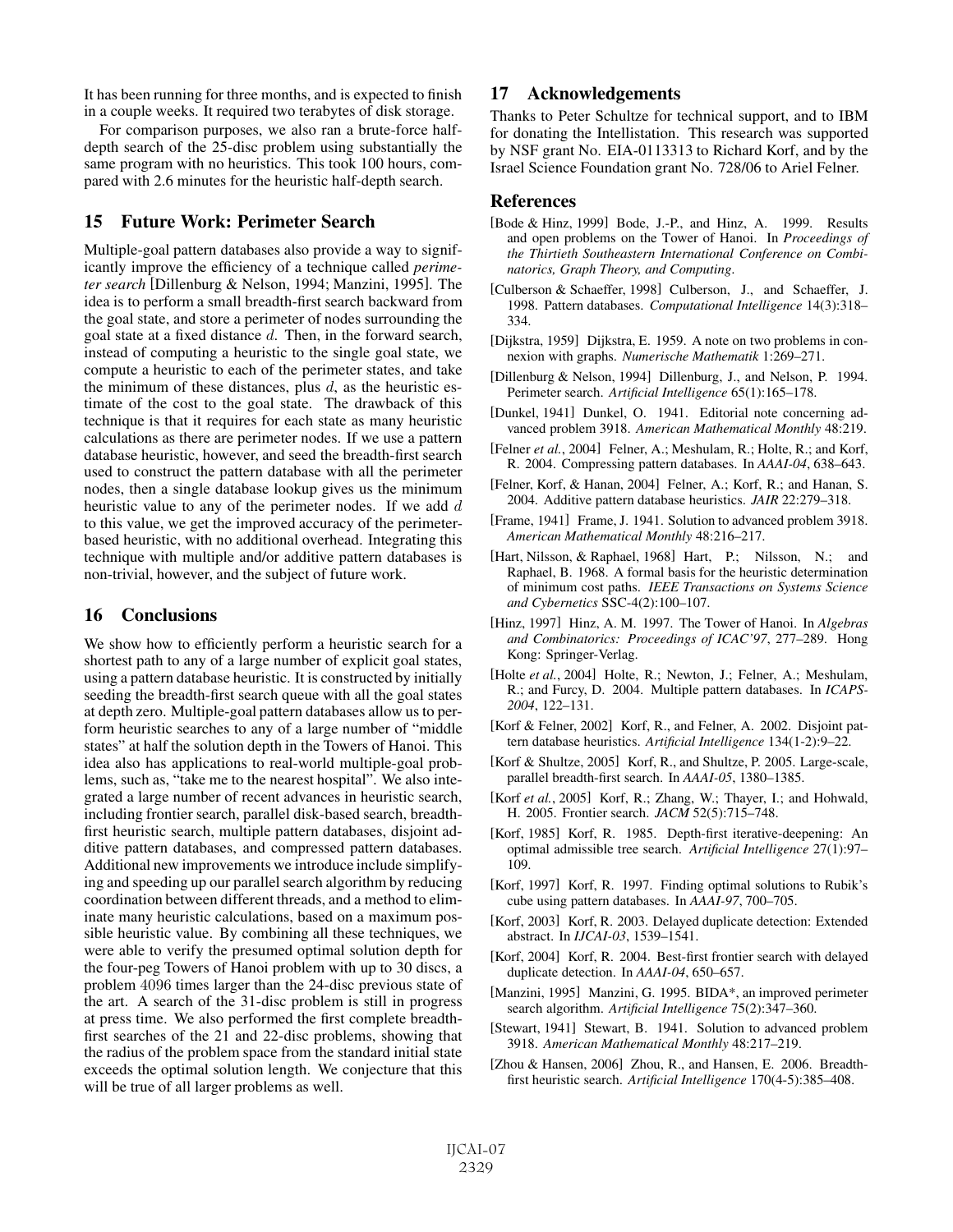It has been running for three months, and is expected to finish in a couple weeks. It required two terabytes of disk storage.

For comparison purposes, we also ran a brute-force half-depth search of the 25-disc problem using substantially the same program with no heuristics. This took 100 hours, compared with 2.6 minutes for the heuristic half-depth search.

## 15 Future Work: Perimeter Search

Multiple-goal pattern databases also provide a way to significantly improve the efficiency of a technique called *perimeter search* [Dillenburg & Nelson, 1994; Manzini, 1995]. The idea is to perform a small breadth-first search backward from the goal state, and store a perimeter of nodes surrounding the goal state at a fixed distance $d$. Then, in the forward search, instead of computing a heuristic to the single goal state, we compute a heuristic to each of the perimeter states, and take the minimum of these distances, plus $d$, as the heuristic estimate of the cost to the goal state. The drawback of this technique is that it requires for each state as many heuristic calculations as there are perimeter nodes. If we use a pattern database heuristic, however, and seed the breadth-first search used to construct the pattern database with all the perimeter nodes, then a single database lookup gives us the minimum heuristic value to any of the perimeter nodes. If we add $d$ to this value, we get the improved accuracy of the perimeter-based heuristic, with no additional overhead. Integrating this technique with multiple and/or additive pattern databases is non-trivial, however, and the subject of future work.

## 16 Conclusions

We show how to efficiently perform a heuristic search for a shortest path to any of a large number of explicit goal states, using a pattern database heuristic. It is constructed by initially seeding the breadth-first search queue with all the goal states at depth zero. Multiple-goal pattern databases allow us to perform heuristic searches to any of a large number of "middle states" at half the solution depth in the Towers of Hanoi. This idea also has applications to real-world multiple-goal problems, such as, "take me to the nearest hospital". We also integrated a large number of recent advances in heuristic search, including frontier search, parallel disk-based search, breadth-first heuristic search, multiple pattern databases, disjoint additive pattern databases, and compressed pattern databases. Additional new improvements we introduce include simplifying and speeding up our parallel search algorithm by reducing coordination between different threads, and a method to eliminate many heuristic calculations, based on a maximum possible heuristic value. By combining all these techniques, we were able to verify the presumed optimal solution depth for the four-peg Towers of Hanoi problem with up to 30 discs, a problem 4096 times larger than the 24-disc previous state of the art. A search of the 31-disc problem is still in progress at press time. We also performed the first complete breadth-first searches of the 21 and 22-disc problems, showing that the radius of the problem space from the standard initial state exceeds the optimal solution length. We conjecture that this will be true of all larger problems as well.

## 17 Acknowledgements

Thanks to Peter Schultze for technical support, and to IBM for donating the Intellistation. This research was supported by NSF grant No. EIA-0113313 to Richard Korf, and by the Israel Science Foundation grant No. 728/06 to Ariel Felner.

## References

[Bode & Hinz, 1999] Bode, J.-P., and Hinz, A. 1999. Results and open problems on the Tower of Hanoi. In *Proceedings of the Thirtieth Southeastern International Conference on Combinatorics, Graph Theory, and Computing*.

[Culberson & Schaeffer, 1998] Culberson, J., and Schaeffer, J. 1998. Pattern databases. *Computational Intelligence* 14(3):318–334.

[Dijkstra, 1959] Dijkstra, E. 1959. A note on two problems in connexion with graphs. *Numerische Mathematik* 1:269–271.

[Dillenburg & Nelson, 1994] Dillenburg, J., and Nelson, P. 1994. Perimeter search. *Artificial Intelligence* 65(1):165–178.

[Dunkel, 1941] Dunkel, O. 1941. Editorial note concerning advanced problem 3918. *American Mathematical Monthly* 48:219.

[Felner *et al.*, 2004] Felner, A.; Meshulam, R.; Holte, R.; and Korf, R. 2004. Compressing pattern databases. In *AAAI-04*, 638–643.

[Felner, Korf, & Hanan, 2004] Felner, A.; Korf, R.; and Hanan, S. 2004. Additive pattern database heuristics. *JAIR* 22:279–318.

[Frame, 1941] Frame, J. 1941. Solution to advanced problem 3918. *American Mathematical Monthly* 48:216–217.

[Hart, Nilsson, & Raphael, 1968] Hart, P.; Nilsson, N.; and Raphael, B. 1968. A formal basis for the heuristic determination of minimum cost paths. *IEEE Transactions on Systems Science and Cybernetics* SSC-4(2):100–107.

[Hinz, 1997] Hinz, A. M. 1997. The Tower of Hanoi. In *Algebras and Combinatorics: Proceedings of ICAC'97*, 277–289. Hong Kong: Springer-Verlag.

[Holte *et al.*, 2004] Holte, R.; Newton, J.; Felner, A.; Meshulam, R.; and Furcy, D. 2004. Multiple pattern databases. In *ICAPS-2004*, 122–131.

[Korf & Felner, 2002] Korf, R., and Felner, A. 2002. Disjoint pattern database heuristics. *Artificial Intelligence* 134(1-2):9–22.

[Korf & Shultze, 2005] Korf, R., and Shultze, P. 2005. Large-scale, parallel breadth-first search. In *AAAI-05*, 1380–1385.

[Korf *et al.*, 2005] Korf, R.; Zhang, W.; Thayer, I.; and Hohwald, H. 2005. Frontier search. *JACM* 52(5):715–748.

[Korf, 1985] Korf, R. 1985. Depth-first iterative-deepening: An optimal admissible tree search. *Artificial Intelligence* 27(1):97–109.

[Korf, 1997] Korf, R. 1997. Finding optimal solutions to Rubik's cube using pattern databases. In *AAAI-97*, 700–705.

[Korf, 2003] Korf, R. 2003. Delayed duplicate detection: Extended abstract. In *IJCAI-03*, 1539–1541.

[Korf, 2004] Korf, R. 2004. Best-first frontier search with delayed duplicate detection. In *AAAI-04*, 650–657.

[Manzini, 1995] Manzini, G. 1995. BIDA*, an improved perimeter search algorithm. *Artificial Intelligence* 75(2):347–360.

[Stewart, 1941] Stewart, B. 1941. Solution to advanced problem 3918. *American Mathematical Monthly* 48:217–219.

[Zhou & Hansen, 2006] Zhou, R., and Hansen, E. 2006. Breadth-first heuristic search. *Artificial Intelligence* 170(4-5):385–408.